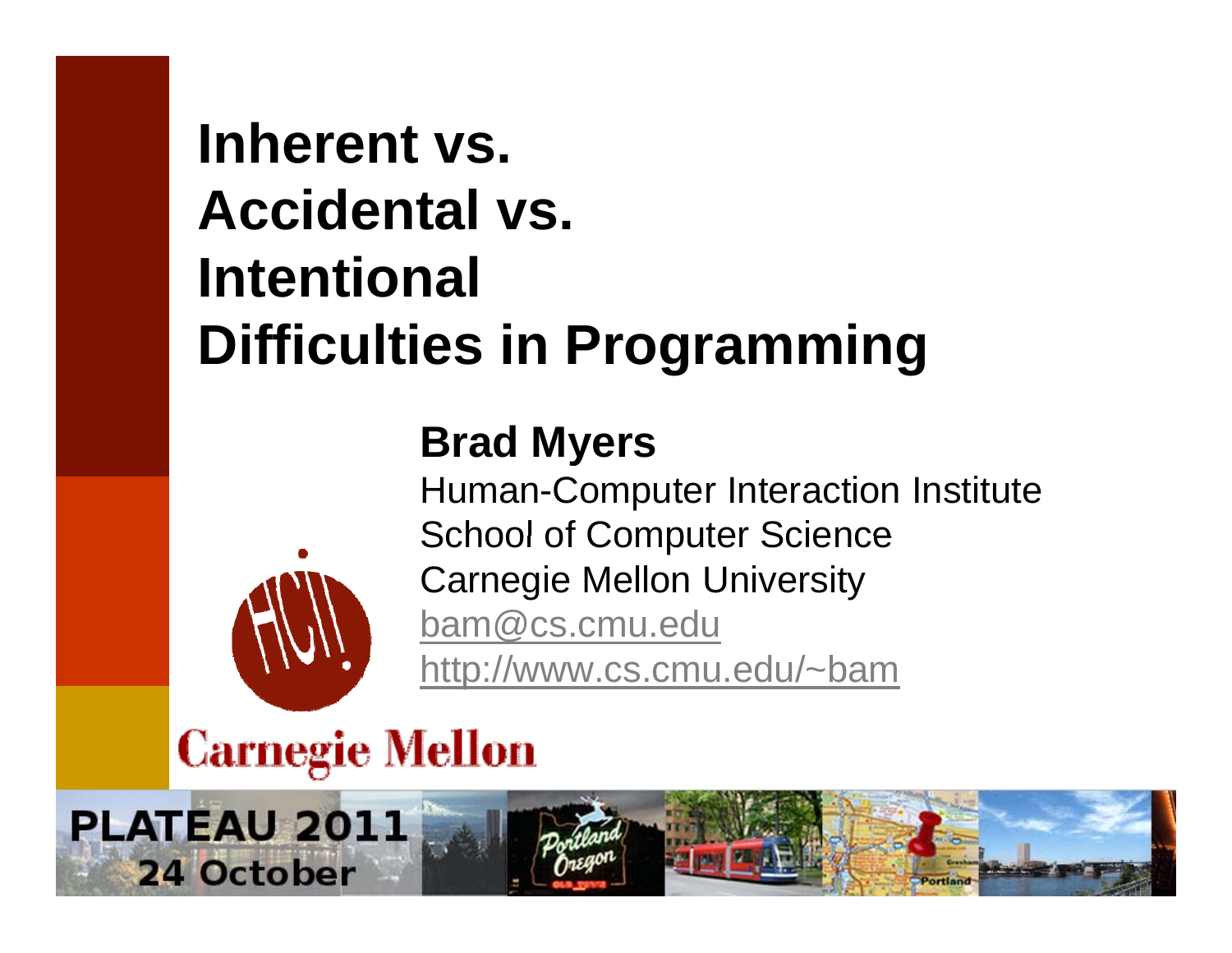# Inherent vs. Accidental vs. Intentional Difficulties in Programming

**Brad Myers**

Human-Computer Interaction Institute
School of Computer Science
Carnegie Mellon University
bam@cs.cmu.edu
http://www.cs.cmu.edu/~bam

Carnegie Mellon

PLATEAU 2011
24 October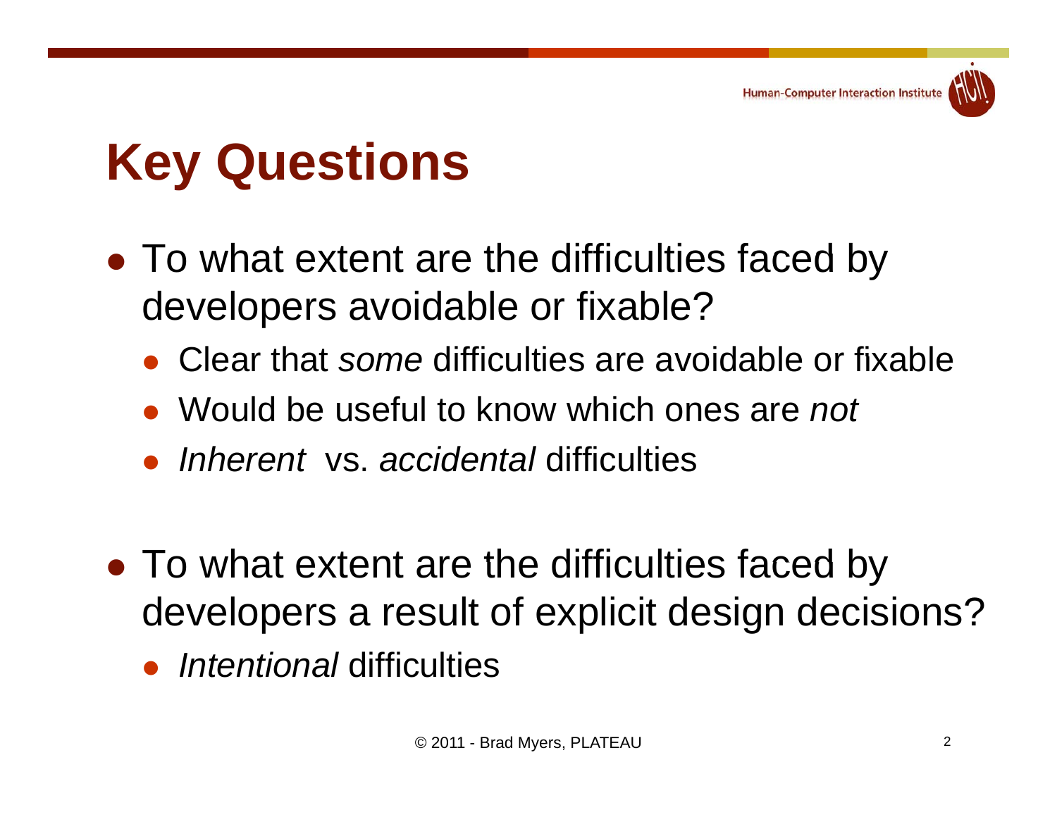# Key Questions

- To what extent are the difficulties faced by developers avoidable or fixable?
  - Clear that *some* difficulties are avoidable or fixable
  - Would be useful to know which ones are *not*
  - *Inherent* vs. *accidental* difficulties

- To what extent are the difficulties faced by developers a result of explicit design decisions?
  - *Intentional* difficulties

© 2011 - Brad Myers, PLATEAU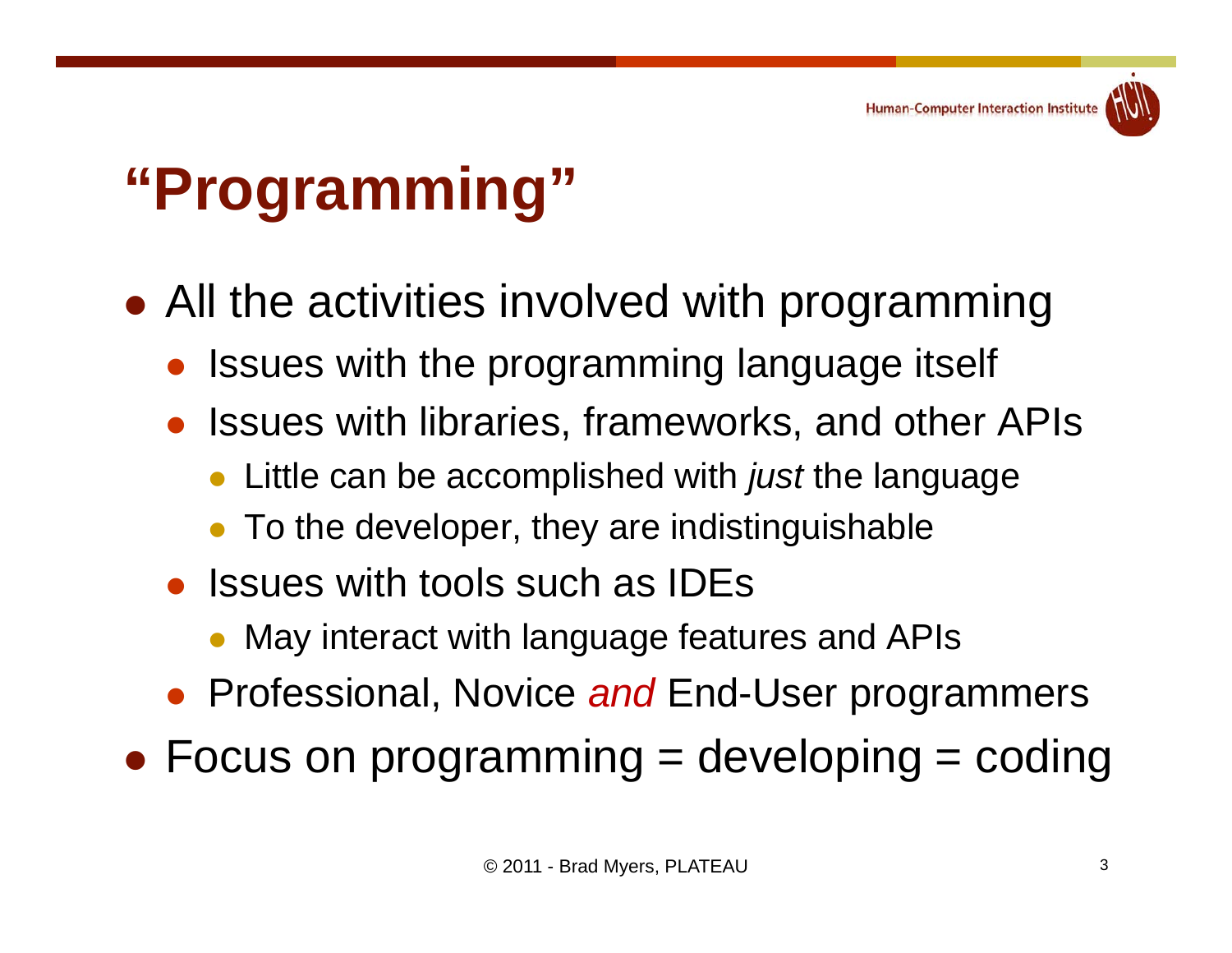# "Programming"

- All the activities involved with programming
  - Issues with the programming language itself
  - Issues with libraries, frameworks, and other APIs
    - Little can be accomplished with *just* the language
    - To the developer, they are indistinguishable
  - Issues with tools such as IDEs
    - May interact with language features and APIs
  - Professional, Novice *and* End-User programmers
- Focus on programming = developing = coding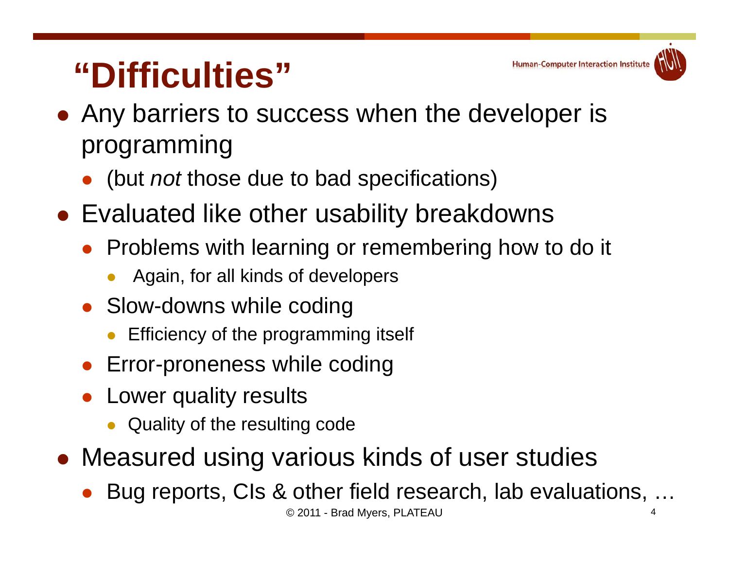# “Difficulties”

- Any barriers to success when the developer is programming
  - (but *not* those due to bad specifications)
- Evaluated like other usability breakdowns
  - Problems with learning or remembering how to do it
    - Again, for all kinds of developers
  - Slow-downs while coding
    - Efficiency of the programming itself
  - Error-proneness while coding
  - Lower quality results
    - Quality of the resulting code
- Measured using various kinds of user studies
  - Bug reports, CIs & other field research, lab evaluations, …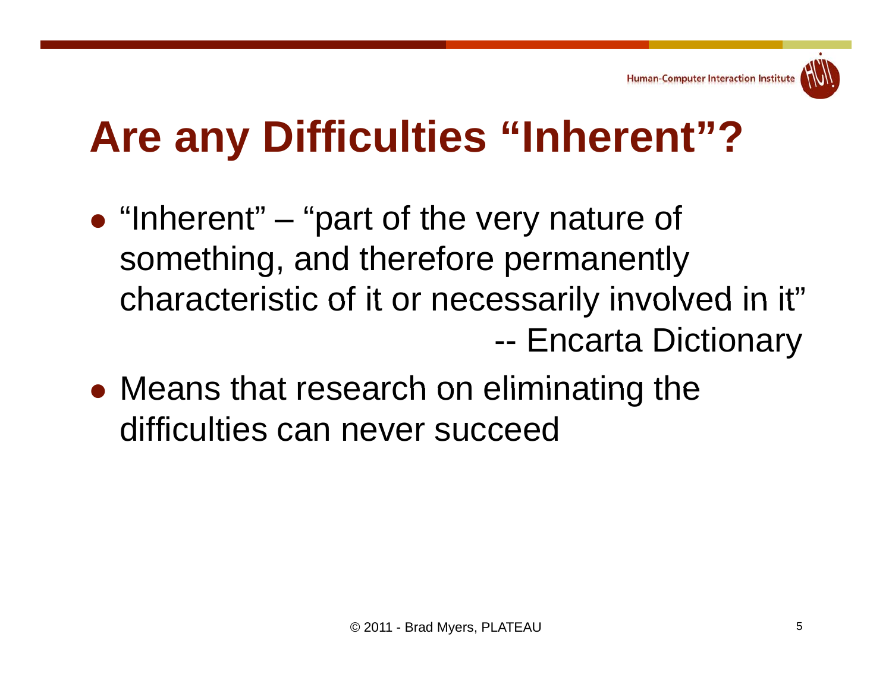# Are any Difficulties "Inherent"?

- "Inherent" – "part of the very nature of something, and therefore permanently characteristic of it or necessarily involved in it"
  -- Encarta Dictionary
- Means that research on eliminating the difficulties can never succeed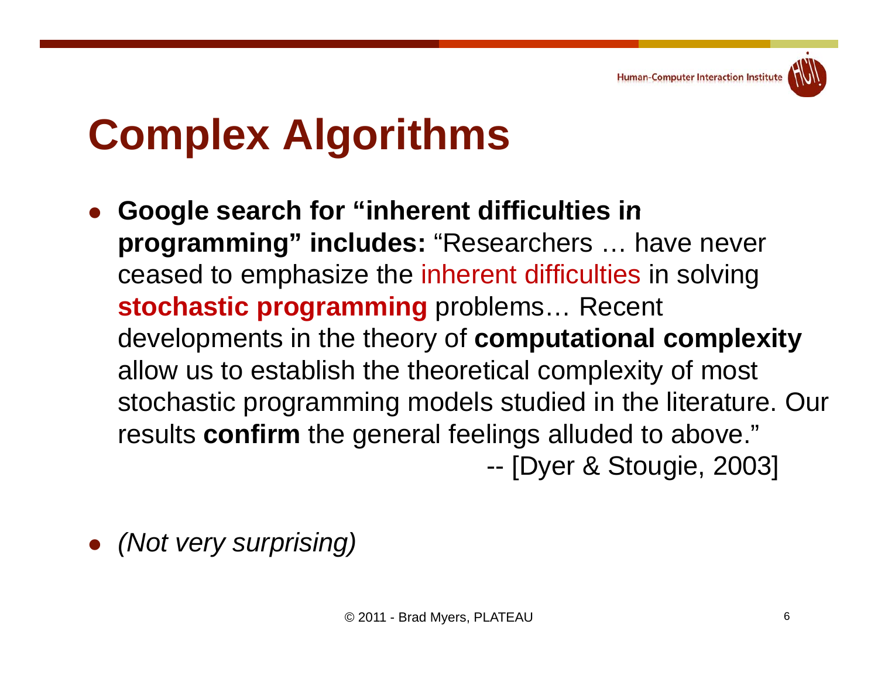# Complex Algorithms

- **Google search for "inherent difficulties in programming" includes:** "Researchers … have never ceased to emphasize the inherent difficulties in solving **stochastic programming** problems… Recent developments in the theory of **computational complexity** allow us to establish the theoretical complexity of most stochastic programming models studied in the literature. Our results **confirm** the general feelings alluded to above."
  -- [Dyer & Stougie, 2003]

- *(Not very surprising)*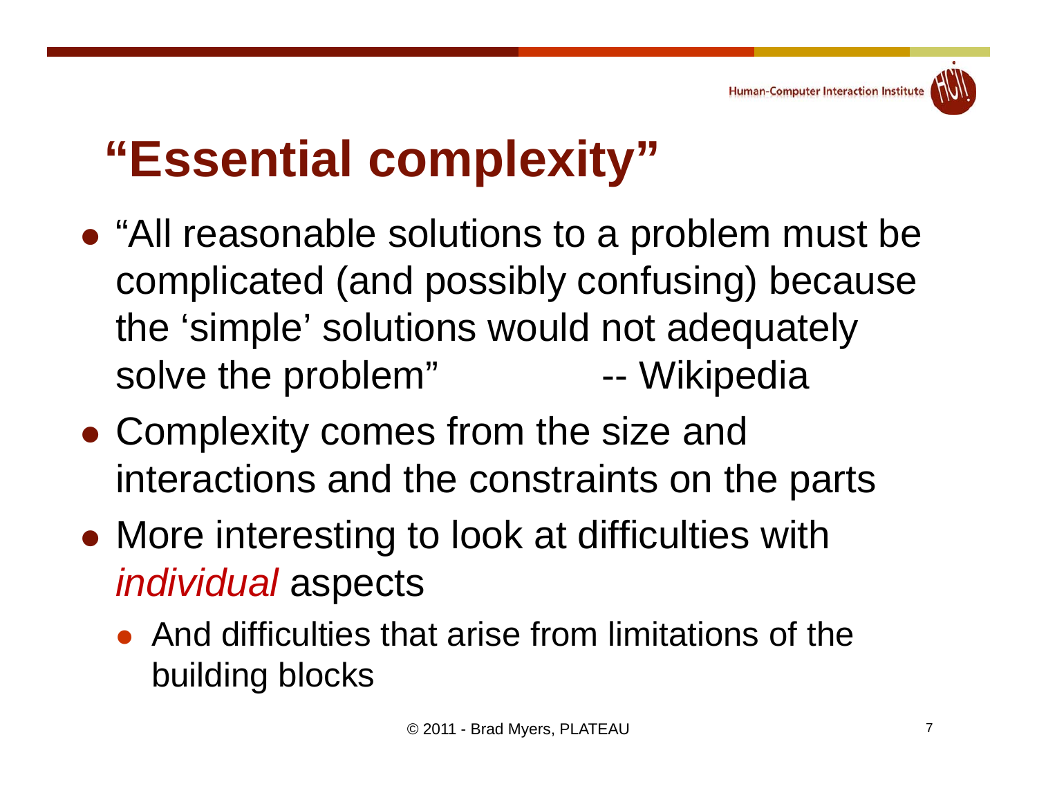# "Essential complexity"

- "All reasonable solutions to a problem must be complicated (and possibly confusing) because the 'simple' solutions would not adequately solve the problem" -- Wikipedia
- Complexity comes from the size and interactions and the constraints on the parts
- More interesting to look at difficulties with *individual* aspects
  - And difficulties that arise from limitations of the building blocks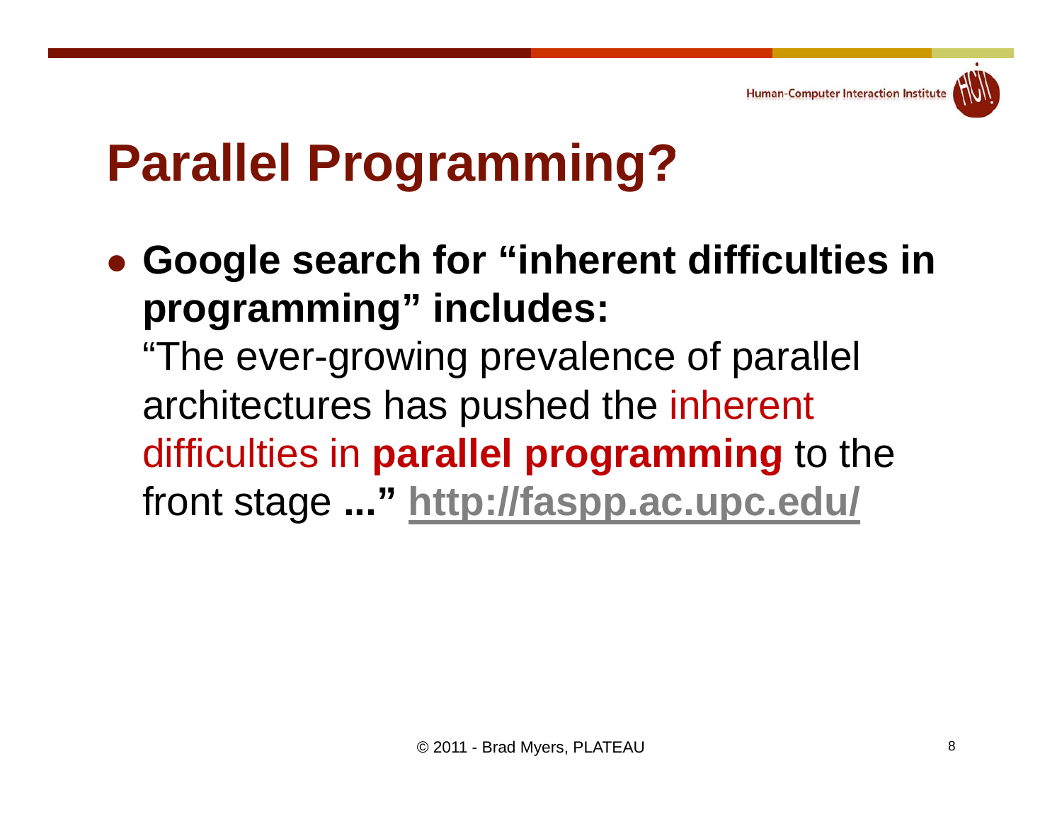# Parallel Programming?

- **Google search for "inherent difficulties in programming" includes:**
  "The ever-growing prevalence of parallel architectures has pushed the inherent difficulties in **parallel programming** to the front stage **..."** **http://faspp.ac.upc.edu/**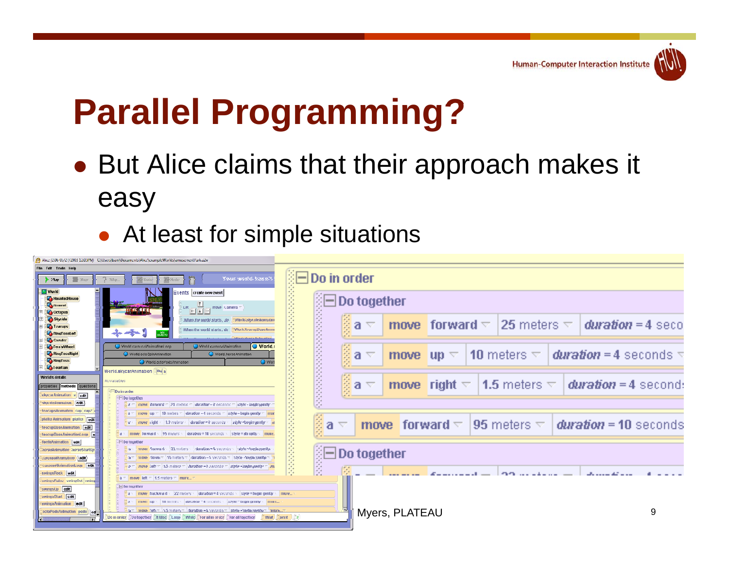# Parallel Programming?

- But Alice claims that their approach makes it easy
  - At least for simple situations

Myers, PLATEAU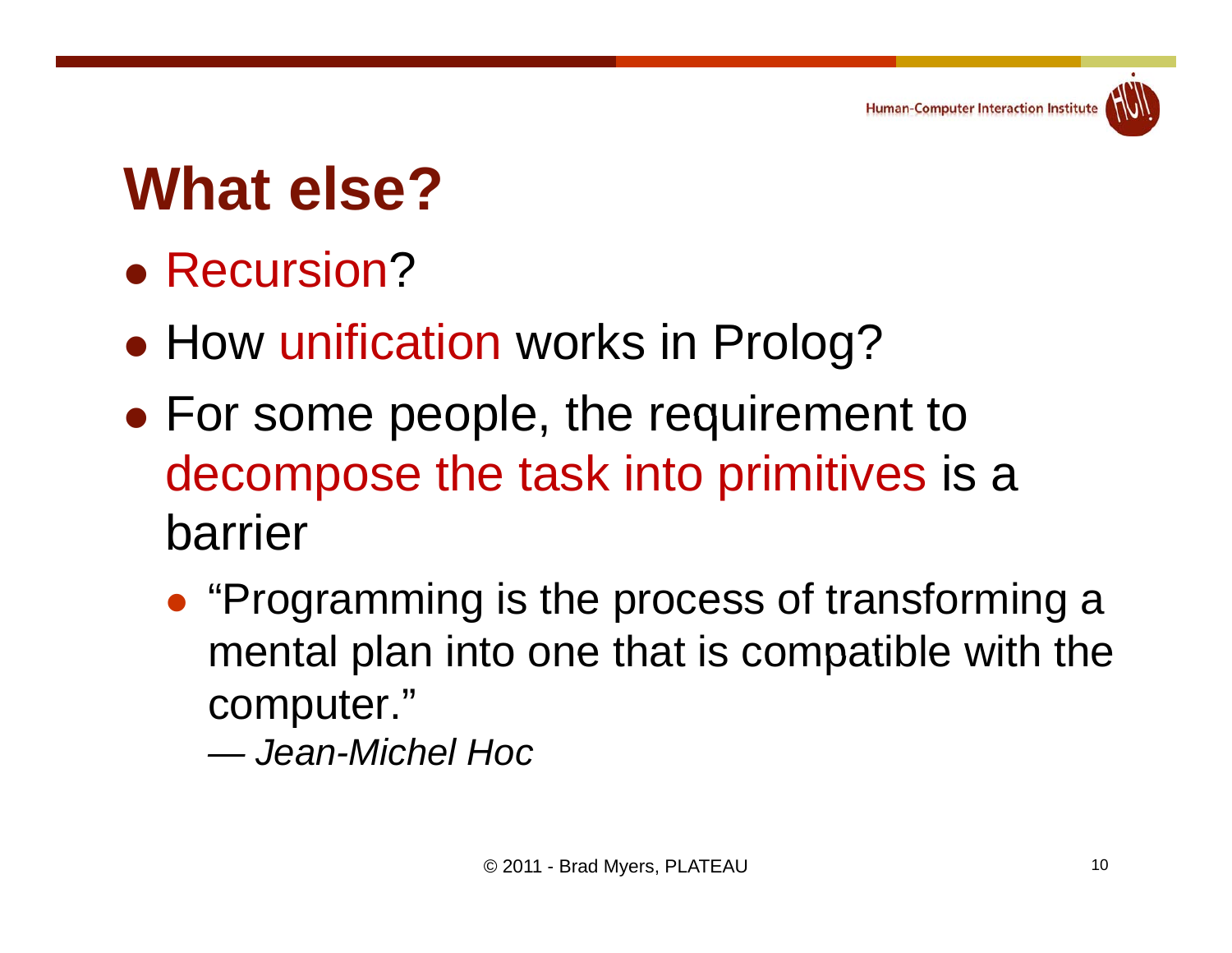# What else?

- Recursion?
- How unification works in Prolog?
- For some people, the requirement to decompose the task into primitives is a barrier
  - "Programming is the process of transforming a mental plan into one that is compatible with the computer."
    — *Jean-Michel Hoc*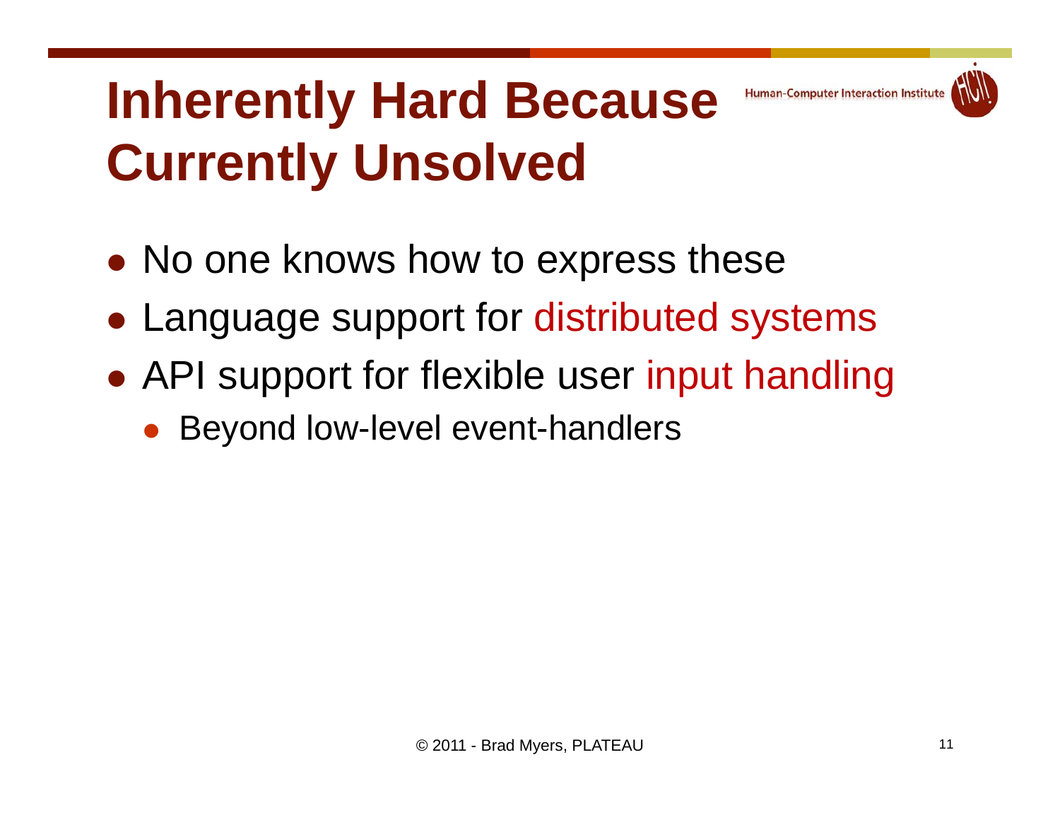# Inherently Hard Because Currently Unsolved

- No one knows how to express these
- Language support for distributed systems
- API support for flexible user input handling
  - Beyond low-level event-handlers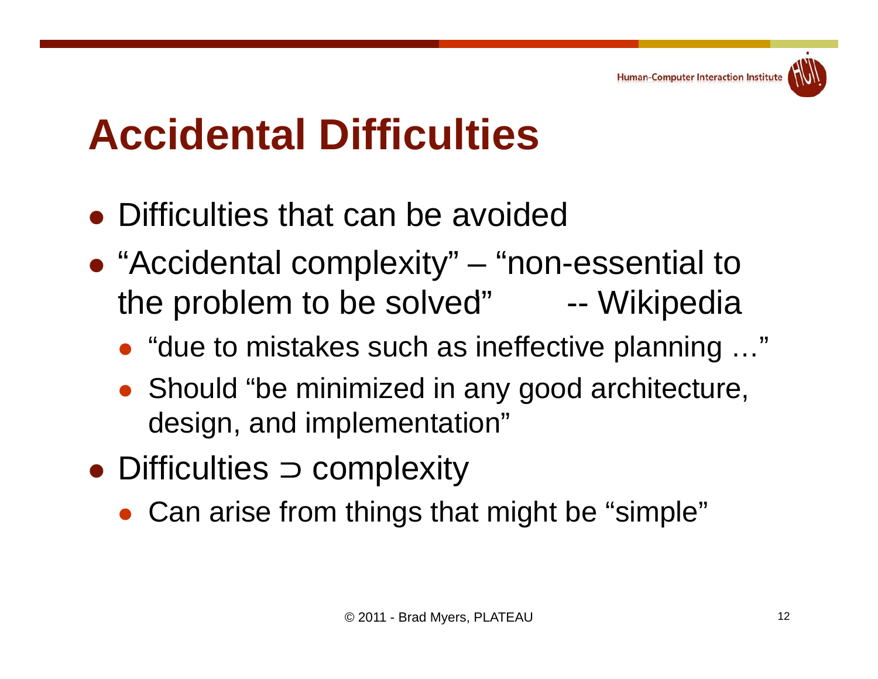# Accidental Difficulties

- Difficulties that can be avoided
- "Accidental complexity" – "non-essential to the problem to be solved" -- Wikipedia
  - "due to mistakes such as ineffective planning …"
  - Should "be minimized in any good architecture, design, and implementation"
- Difficulties ⊃ complexity
  - Can arise from things that might be "simple"

© 2011 - Brad Myers, PLATEAU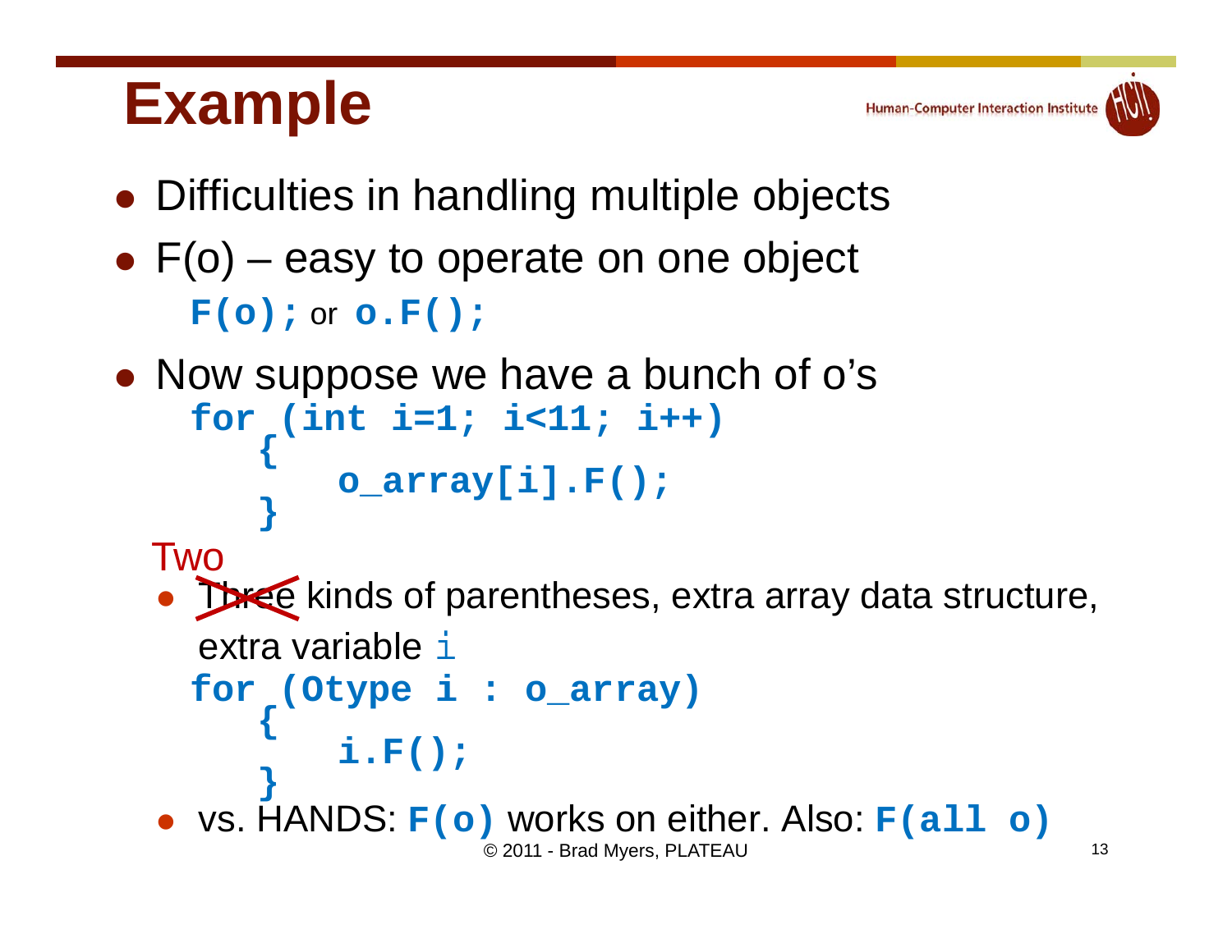# Example

- Difficulties in handling multiple objects
- F(o) – easy to operate on one object

  `F(o);` or `o.F();`

- Now suppose we have a bunch of o's

```
for (int i=1; i<11; i++)
    {
        o_array[i].F();
    }
```

- ~~Three~~ Two kinds of parentheses, extra array data structure, extra variable `i`

```
for (Otype i : o_array)
    {
        i.F();
    }
```

- vs. HANDS: `F(o)` works on either. Also: `F(all o)`

© 2011 - Brad Myers, PLATEAU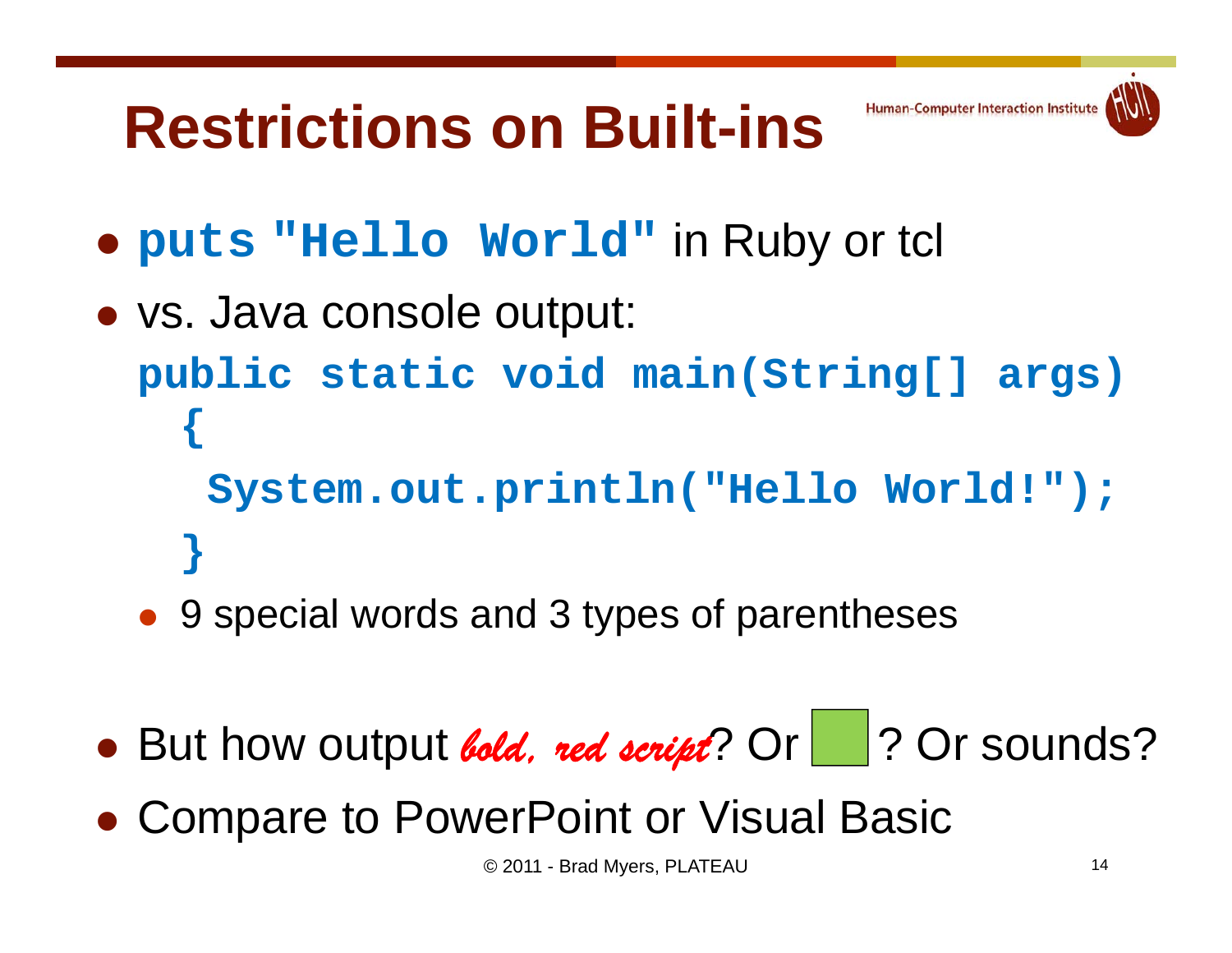# Restrictions on Built-ins

- `puts "Hello World"` in Ruby or tcl
- vs. Java console output:

```
public static void main(String[] args)
  {
    System.out.println("Hello World!");
  }
```

  - 9 special words and 3 types of parentheses

- But how output *bold, red script*? Or ? Or sounds?
- Compare to PowerPoint or Visual Basic

© 2011 - Brad Myers, PLATEAU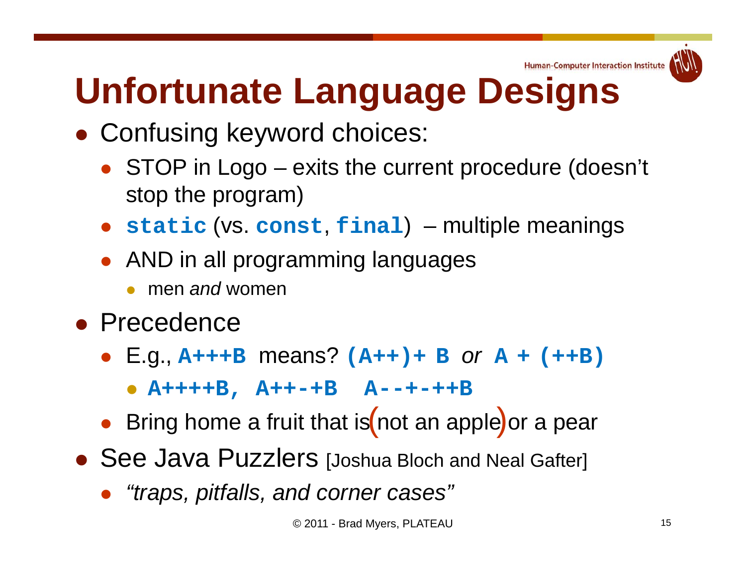# Unfortunate Language Designs

- Confusing keyword choices:
  - STOP in Logo – exits the current procedure (doesn't stop the program)
  - `static` (vs. `const`, `final`) – multiple meanings
  - AND in all programming languages
    - men *and* women
- Precedence
  - E.g., `A+++B` means? `(A++)+ B` *or* `A + (++B)`
    - `A++++B, A++-+B  A--+-++B`
  - Bring home a fruit that is (not an apple) or a pear
- See Java Puzzlers [Joshua Bloch and Neal Gafter]
  - *"traps, pitfalls, and corner cases"*

© 2011 - Brad Myers, PLATEAU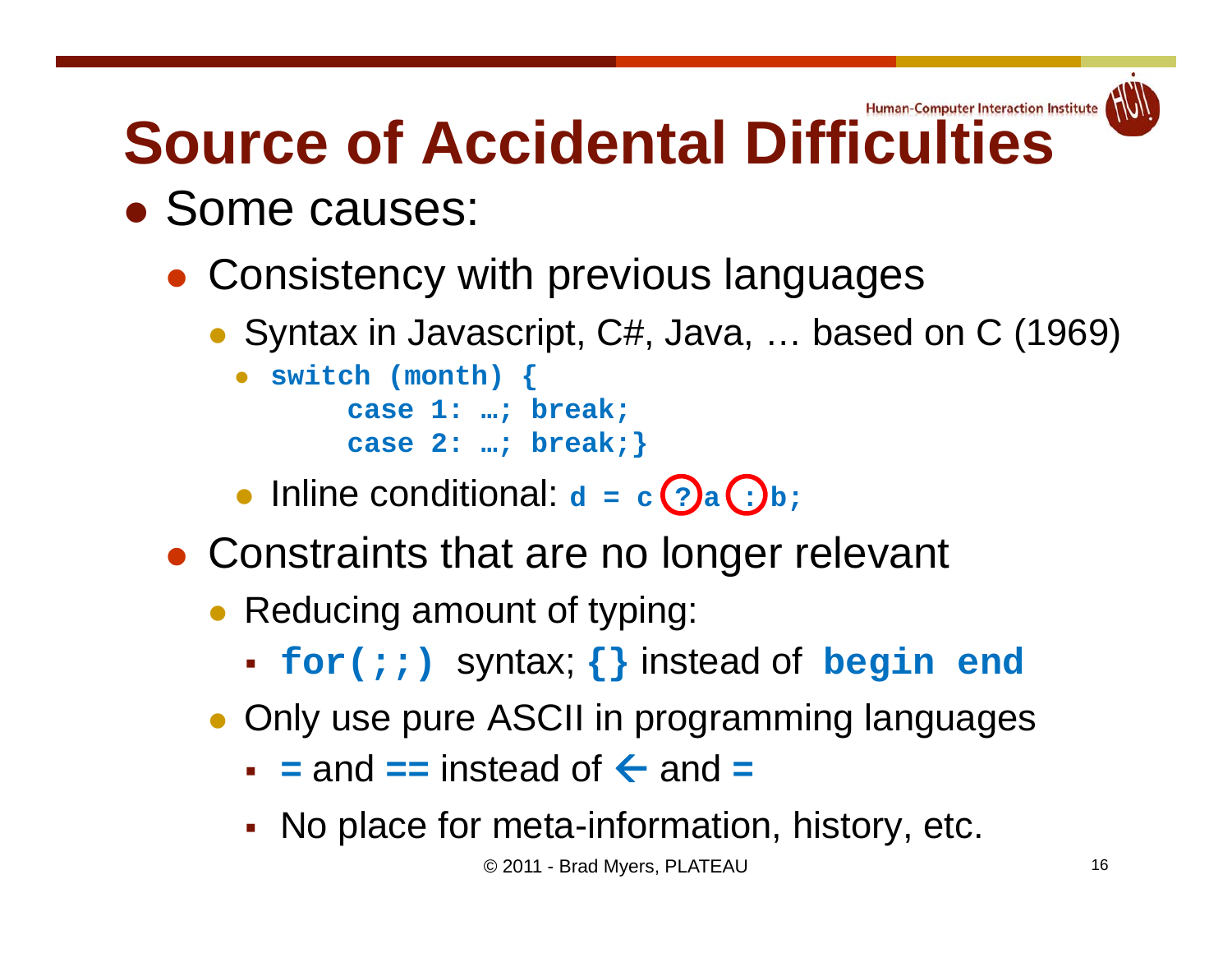# Source of Accidental Difficulties

- Some causes:
  - Consistency with previous languages
    - Syntax in Javascript, C#, Java, … based on C (1969)
      - ```
        switch (month) {
              case 1: …; break;
              case 2: …; break;}
        ```
    - Inline conditional: `d = c ? a : b;`
  - Constraints that are no longer relevant
    - Reducing amount of typing:
      - `for(;;)` syntax; `{}` instead of `begin end`
    - Only use pure ASCII in programming languages
      - `=` and `==` instead of `←` and `=`
      - No place for meta-information, history, etc.

© 2011 - Brad Myers, PLATEAU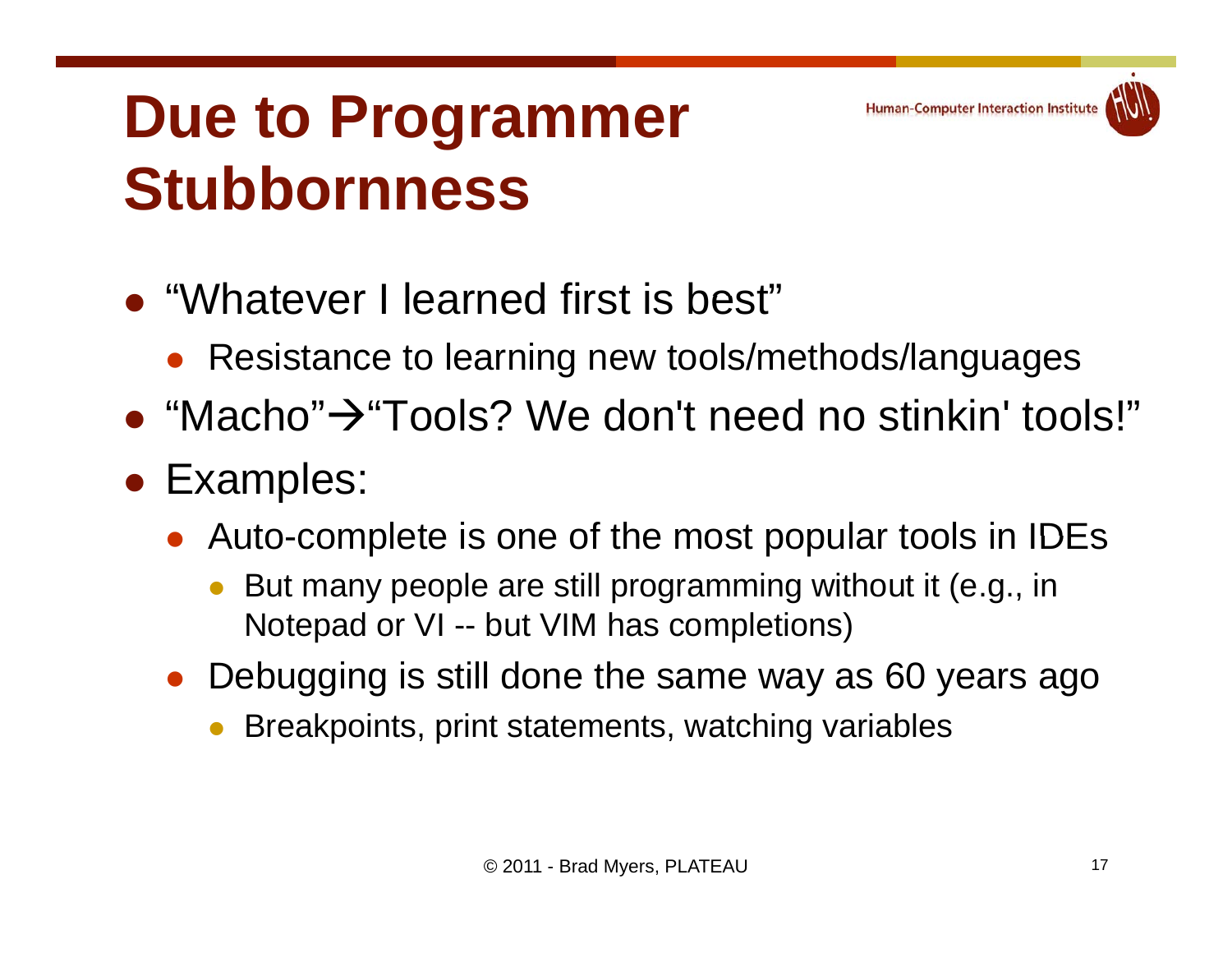# Due to Programmer Stubbornness

- "Whatever I learned first is best"
  - Resistance to learning new tools/methods/languages
- "Macho"→"Tools? We don't need no stinkin' tools!"
- Examples:
  - Auto-complete is one of the most popular tools in IDEs
    - But many people are still programming without it (e.g., in Notepad or VI -- but VIM has completions)
  - Debugging is still done the same way as 60 years ago
    - Breakpoints, print statements, watching variables

© 2011 - Brad Myers, PLATEAU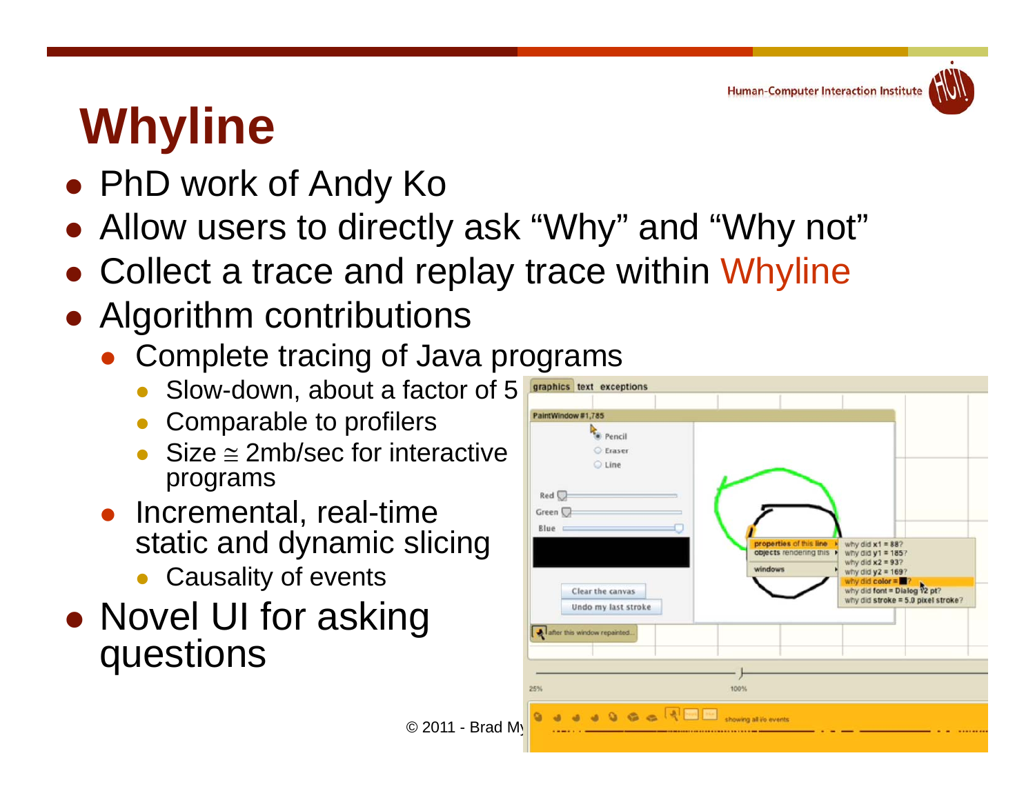# Whyline

- PhD work of Andy Ko
- Allow users to directly ask “Why” and “Why not”
- Collect a trace and replay trace within Whyline
- Algorithm contributions
  - Complete tracing of Java programs
    - Slow-down, about a factor of 5
    - Comparable to profilers
    - Size ≅ 2mb/sec for interactive programs
  - Incremental, real-time static and dynamic slicing
    - Causality of events
- Novel UI for asking questions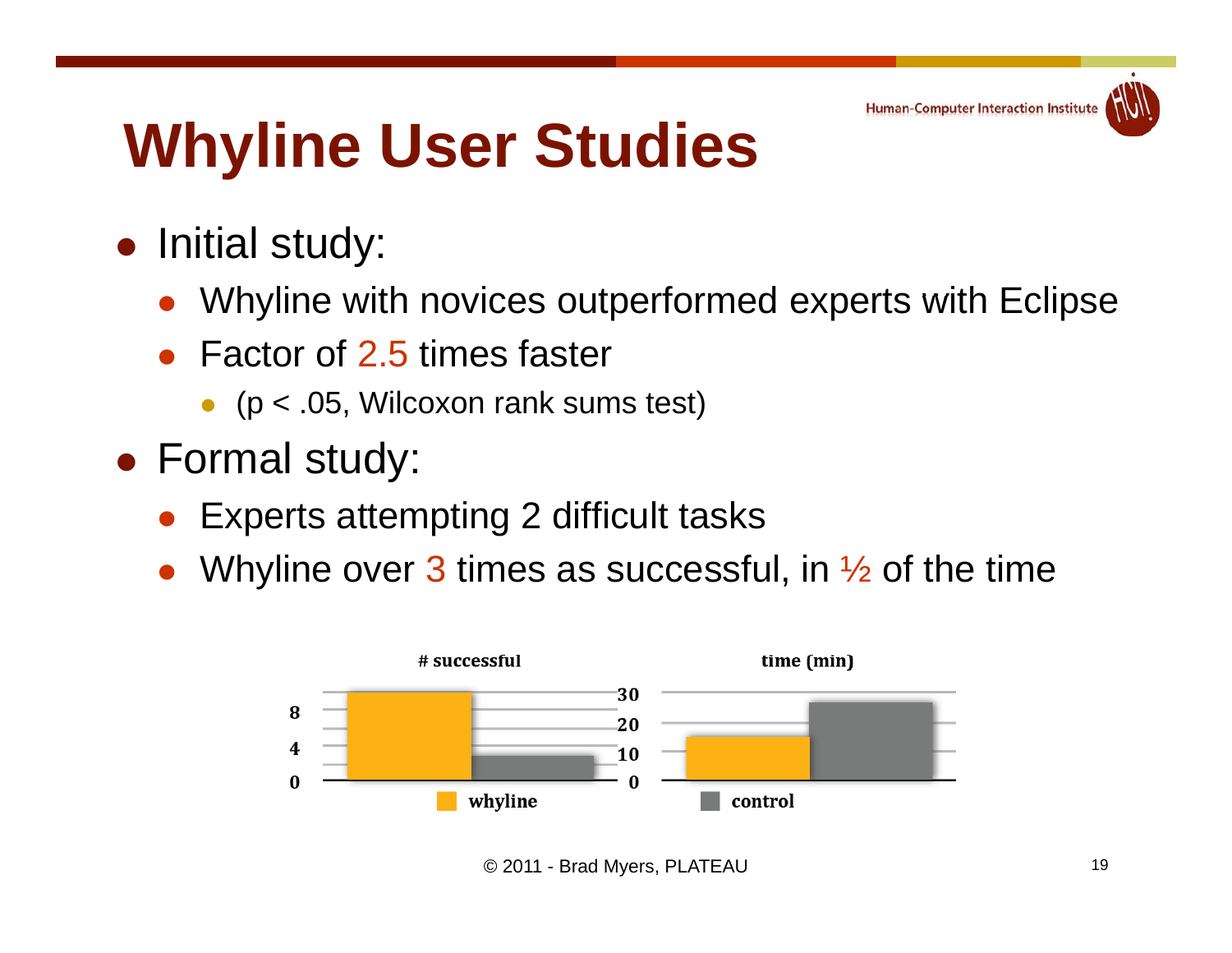# Whyline User Studies

- Initial study:
  - Whyline with novices outperformed experts with Eclipse
  - Factor of 2.5 times faster
    - ($p < .05$, Wilcoxon rank sums test)
- Formal study:
  - Experts attempting 2 difficult tasks
  - Whyline over 3 times as successful, in ½ of the time

# successful

time (min)

whyline

control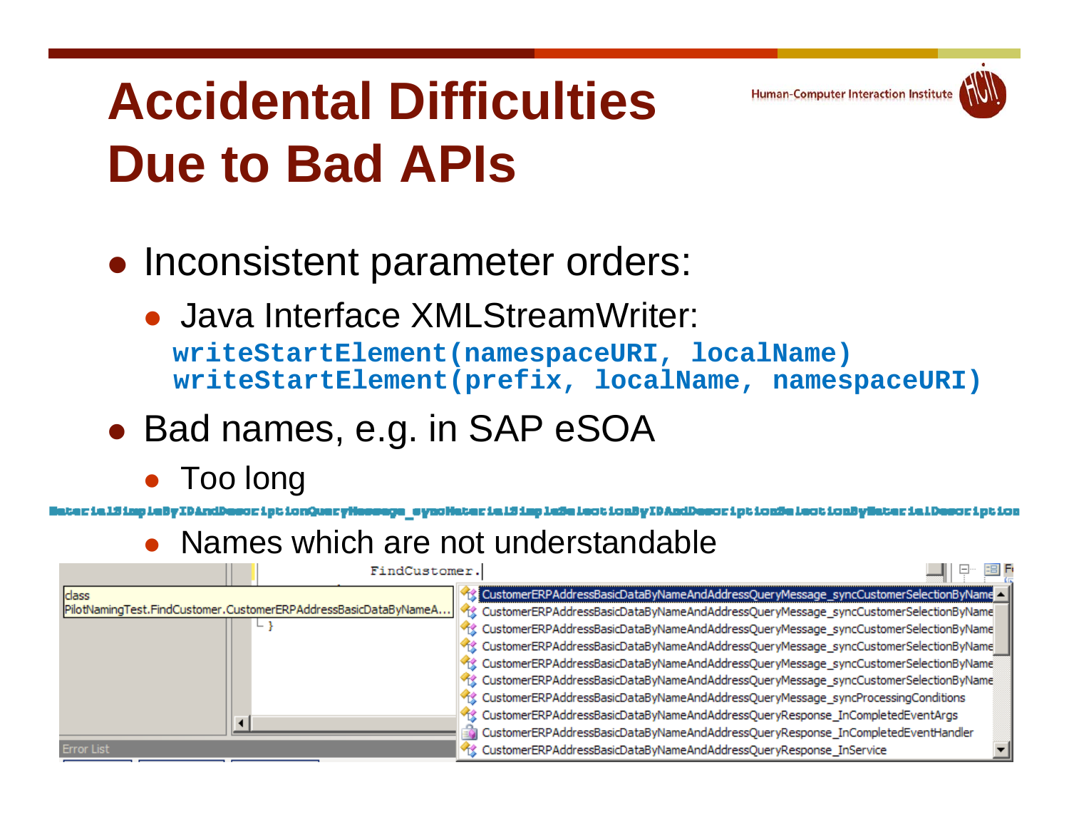# Accidental Difficulties Due to Bad APIs

- Inconsistent parameter orders:
  - Java Interface XMLStreamWriter:

```
writeStartElement(namespaceURI, localName)
writeStartElement(prefix, localName, namespaceURI)
```

- Bad names, e.g. in SAP eSOA
  - Too long

MaterialSimpleByIDAndDescriptionQueryMessage_syncMaterialSimpleSelectionByIDAndDescriptionSelectionByMaterialDescription

  - Names which are not understandable

```
FindCustomer.
```

class
PilotNamingTest.FindCustomer.CustomerERPAddressBasicDataByNameA...

- CustomerERPAddressBasicDataByNameAndAddressQueryMessage_syncCustomerSelectionByName
- CustomerERPAddressBasicDataByNameAndAddressQueryMessage_syncCustomerSelectionByName
- CustomerERPAddressBasicDataByNameAndAddressQueryMessage_syncCustomerSelectionByName
- CustomerERPAddressBasicDataByNameAndAddressQueryMessage_syncCustomerSelectionByName
- CustomerERPAddressBasicDataByNameAndAddressQueryMessage_syncCustomerSelectionByName
- CustomerERPAddressBasicDataByNameAndAddressQueryMessage_syncCustomerSelectionByName
- CustomerERPAddressBasicDataByNameAndAddressQueryMessage_syncProcessingConditions
- CustomerERPAddressBasicDataByNameAndAddressQueryResponse_InCompletedEventArgs
- CustomerERPAddressBasicDataByNameAndAddressQueryResponse_InCompletedEventHandler
- CustomerERPAddressBasicDataByNameAndAddressQueryResponse_InService

Error List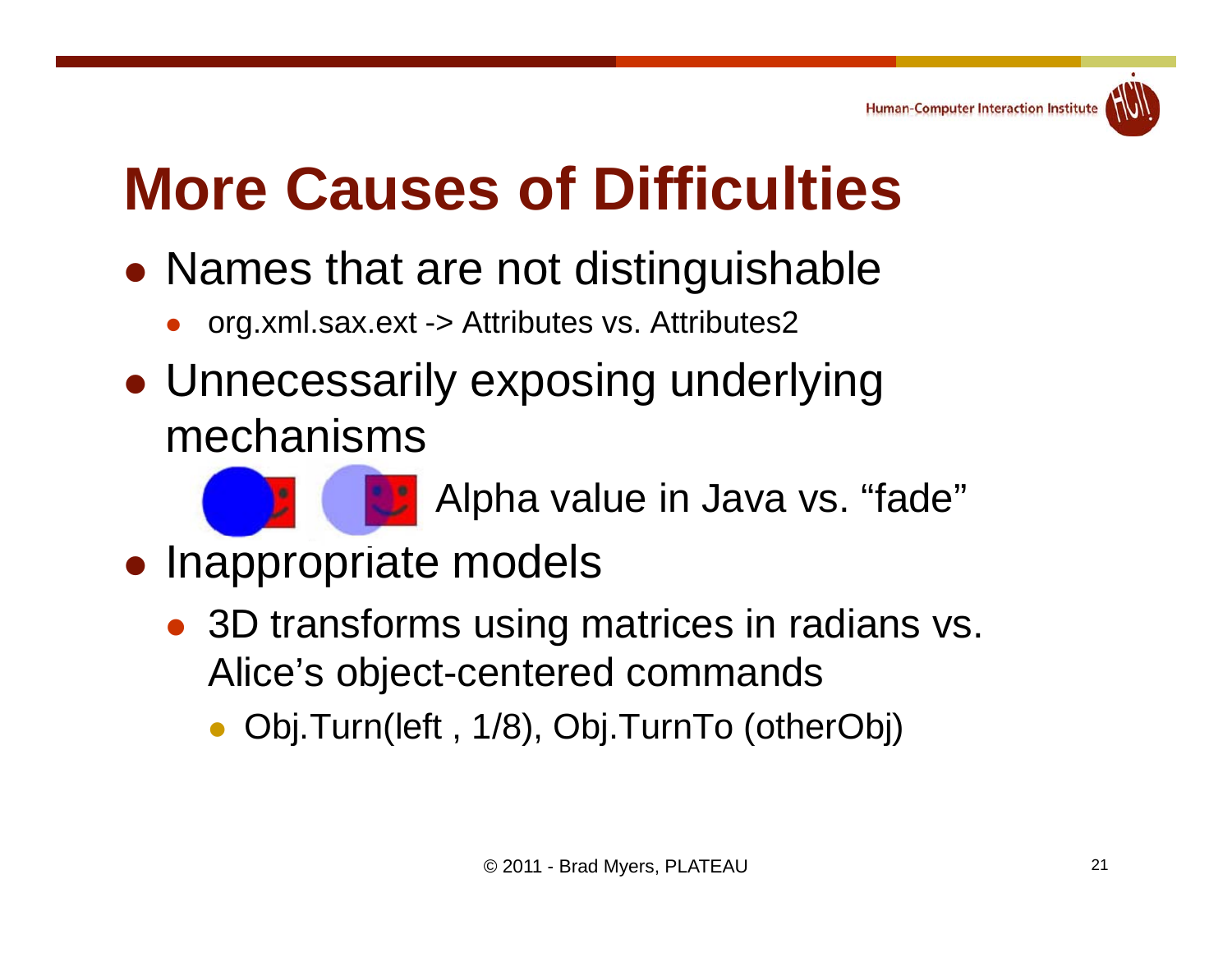# More Causes of Difficulties

- Names that are not distinguishable
  - org.xml.sax.ext -> Attributes vs. Attributes2
- Unnecessarily exposing underlying mechanisms
  - Alpha value in Java vs. "fade"
- Inappropriate models
  - 3D transforms using matrices in radians vs. Alice's object-centered commands
    - Obj.Turn(left , 1/8), Obj.TurnTo (otherObj)

© 2011 - Brad Myers, PLATEAU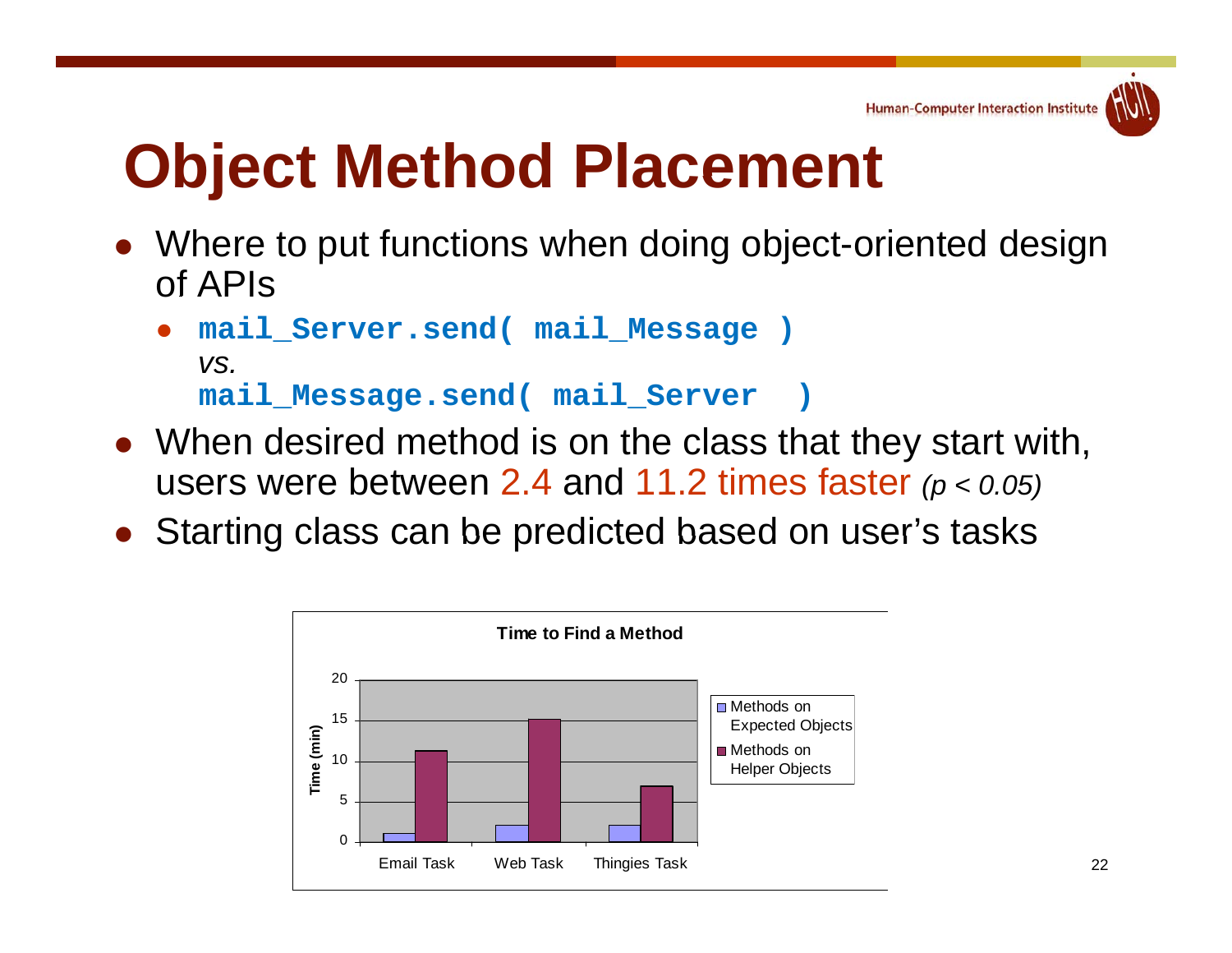# Object Method Placement

- Where to put functions when doing object-oriented design of APIs
  - `mail_Server.send( mail_Message )`
    *vs.*
    `mail_Message.send( mail_Server  )`
- When desired method is on the class that they start with, users were between 2.4 and 11.2 times faster *($p < 0.05$)*
- Starting class can be predicted based on user's tasks

**Time to Find a Method**

| Task | Methods on Expected Objects | Methods on Helper Objects |
|---|---|---|
| Email Task | ~1 | ~11 |
| Web Task | ~2 | ~15 |
| Thingies Task | ~2 | ~7 |

Time (min)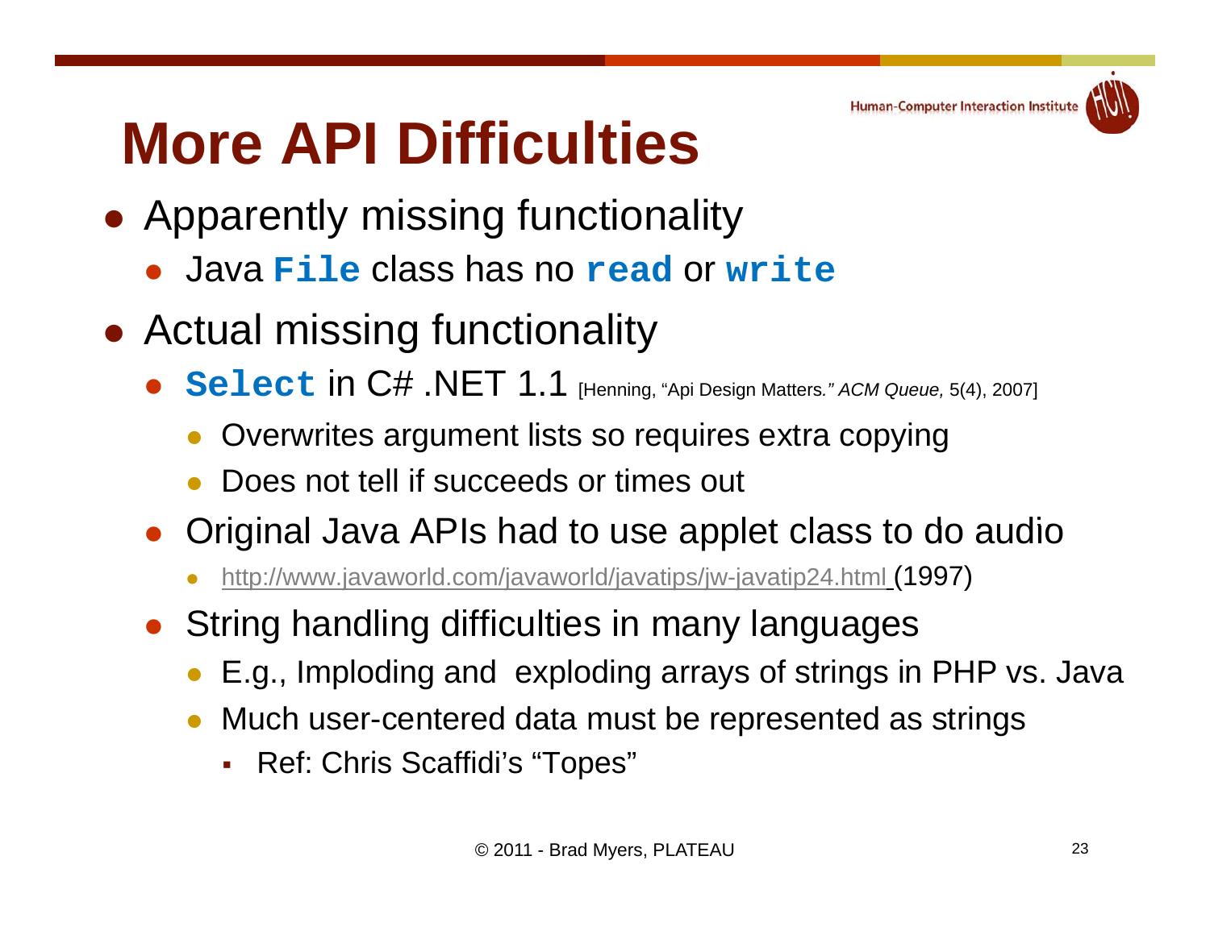# More API Difficulties

- Apparently missing functionality
  - Java `File` class has no `read` or `write`
- Actual missing functionality
  - `Select` in C# .NET 1.1 [Henning, "Api Design Matters." *ACM Queue,* 5(4), 2007]
    - Overwrites argument lists so requires extra copying
    - Does not tell if succeeds or times out
  - Original Java APIs had to use applet class to do audio
    - http://www.javaworld.com/javaworld/javatips/jw-javatip24.html (1997)
  - String handling difficulties in many languages
    - E.g., Imploding and exploding arrays of strings in PHP vs. Java
    - Much user-centered data must be represented as strings
      - Ref: Chris Scaffidi's "Topes"

© 2011 - Brad Myers, PLATEAU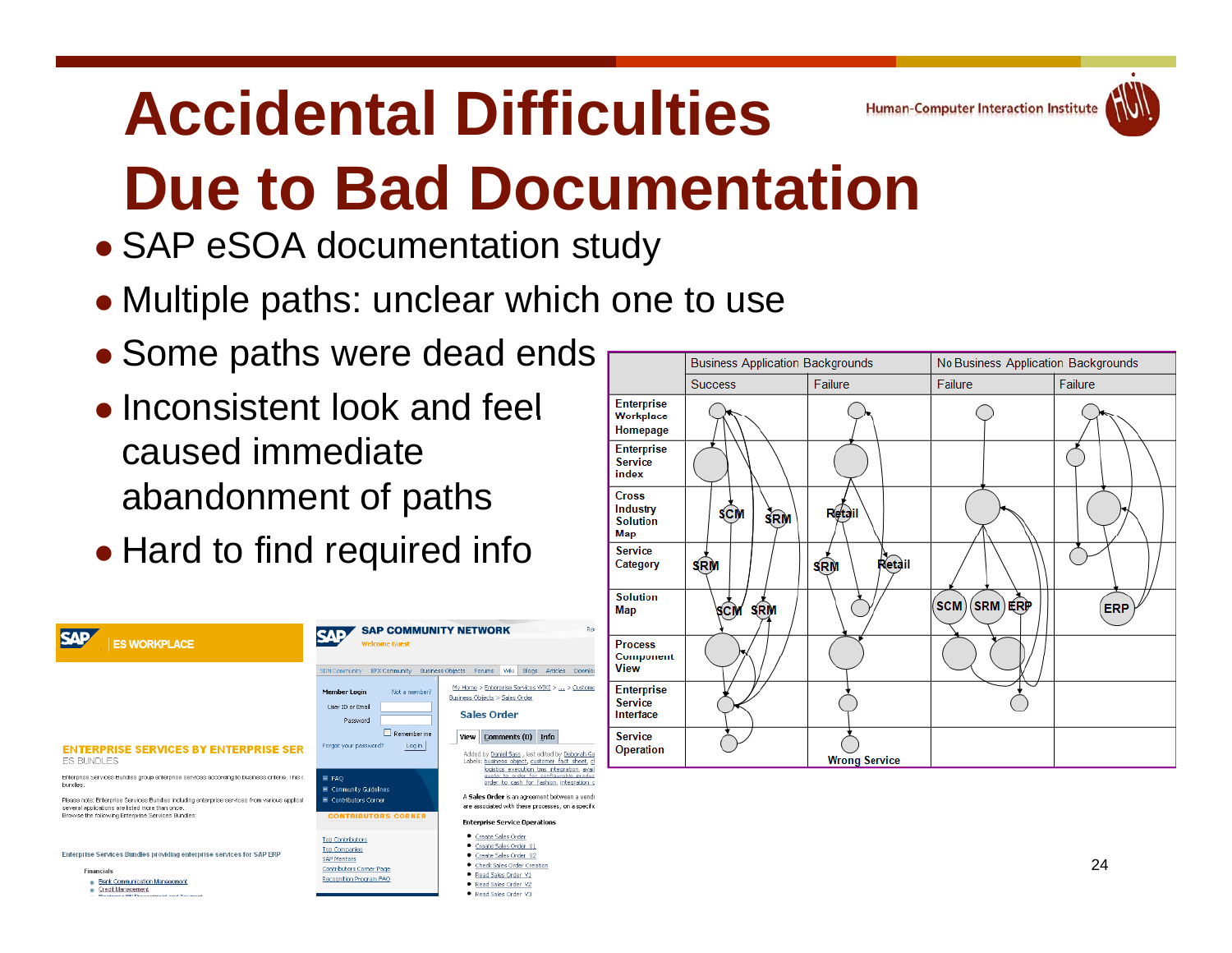# Accidental Difficulties Due to Bad Documentation

- SAP eSOA documentation study
- Multiple paths: unclear which one to use
- Some paths were dead ends
- Inconsistent look and feel caused immediate abandonment of paths
- Hard to find required info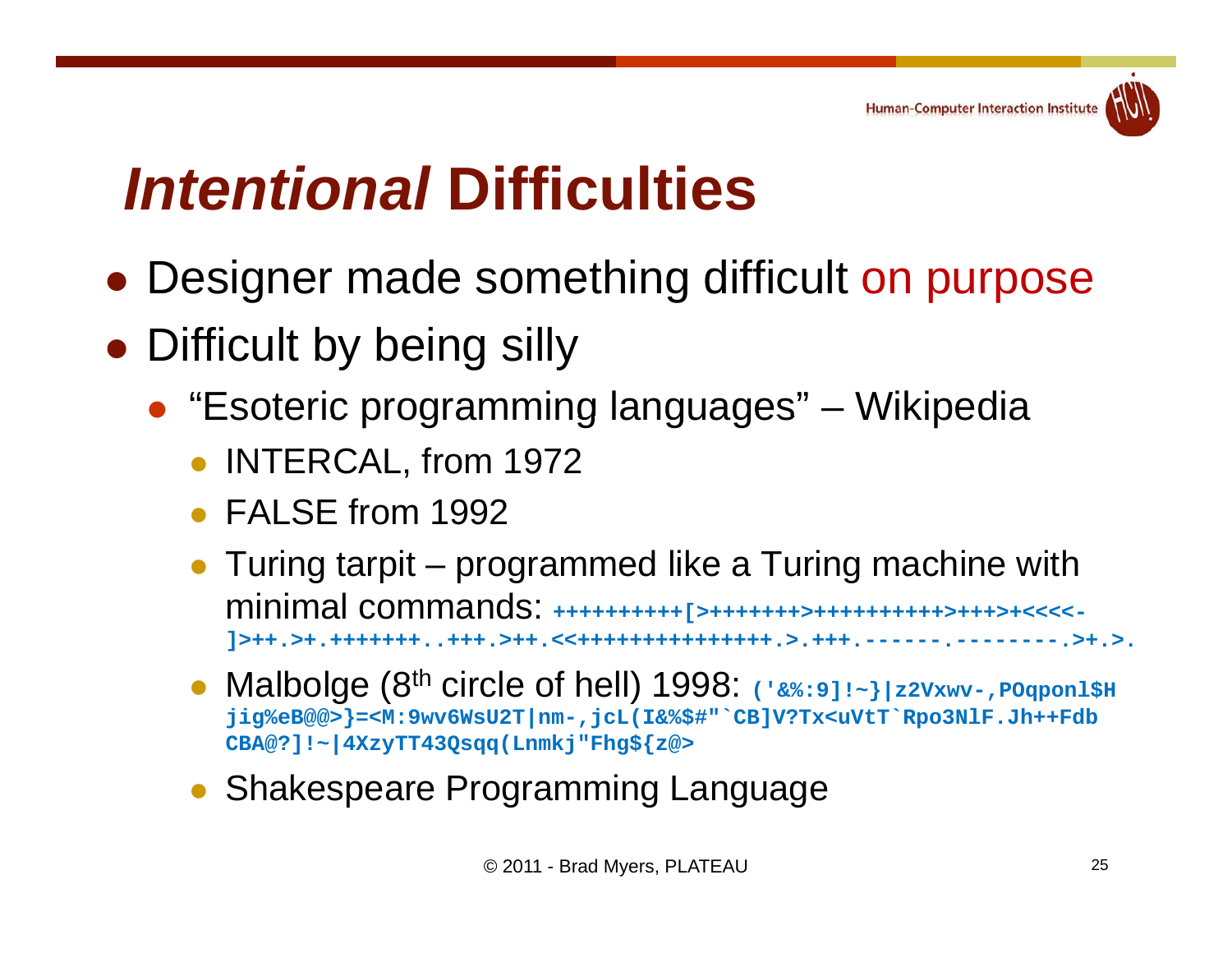# *Intentional* Difficulties

- Designer made something difficult on purpose
- Difficult by being silly
  - "Esoteric programming languages" – Wikipedia
    - INTERCAL, from 1972
    - FALSE from 1992
    - Turing tarpit – programmed like a Turing machine with minimal commands: `++++++++++[>+++++++>++++++++++>+++>+<<<<-]>++.>+.+++++++..+++.>++.<<+++++++++++++++.>.+++.------.--------.>+.>.`
    - Malbolge (8th circle of hell) 1998: `('&%:9]!~}|z2Vxwv-,POqponl$Hjig%eB@@>}=<M:9wv6WsU2T|nm-,jcL(I&%$#"`CB]V?Tx<uVtT`Rpo3NlF.Jh++FdbCBA@?]!~|4XzyTT43Qsqq(Lnmkj"Fhg${z@>`
    - Shakespeare Programming Language

© 2011 - Brad Myers, PLATEAU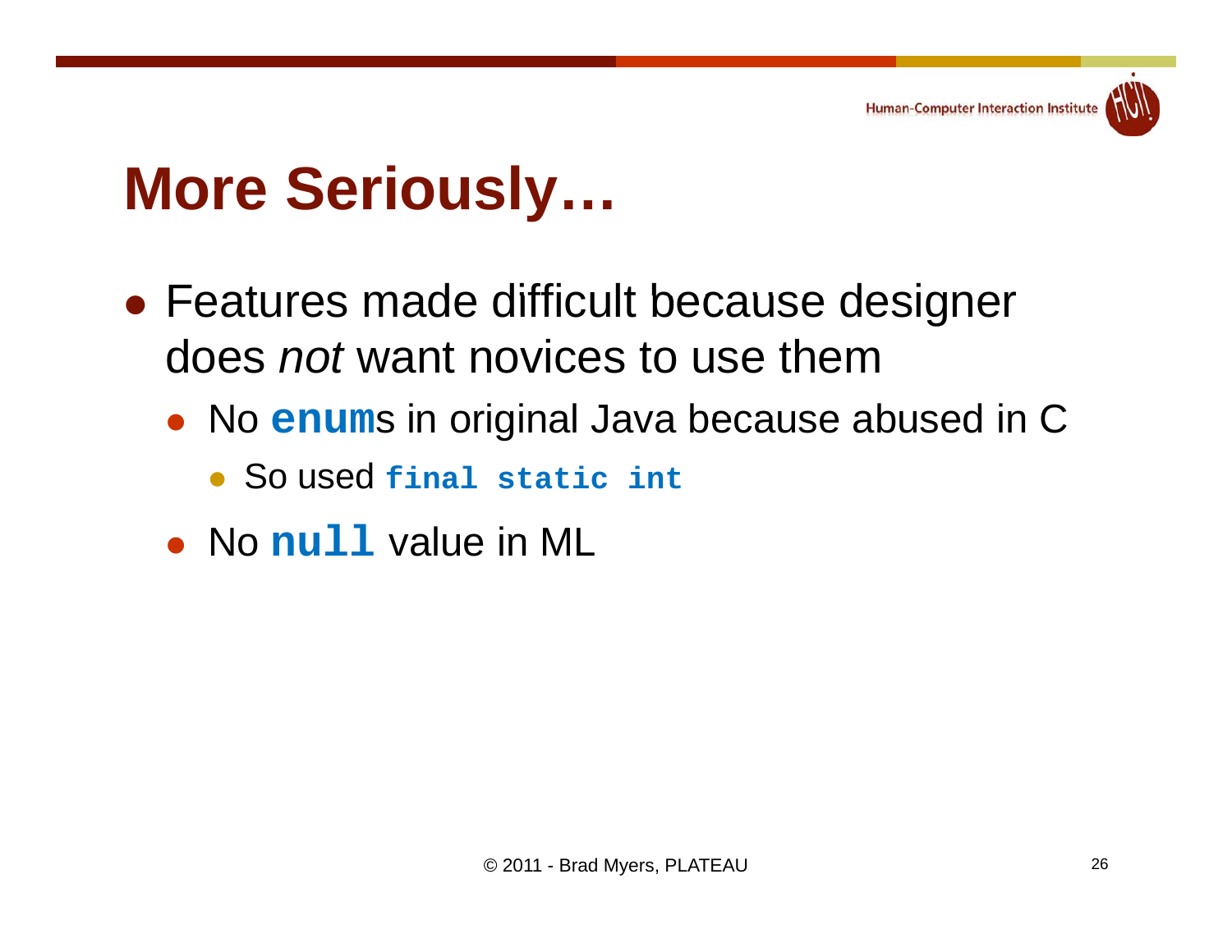# More Seriously…

- Features made difficult because designer does *not* want novices to use them
  - No **`enum`**s in original Java because abused in C
    - So used **`final static int`**
  - No **`null`** value in ML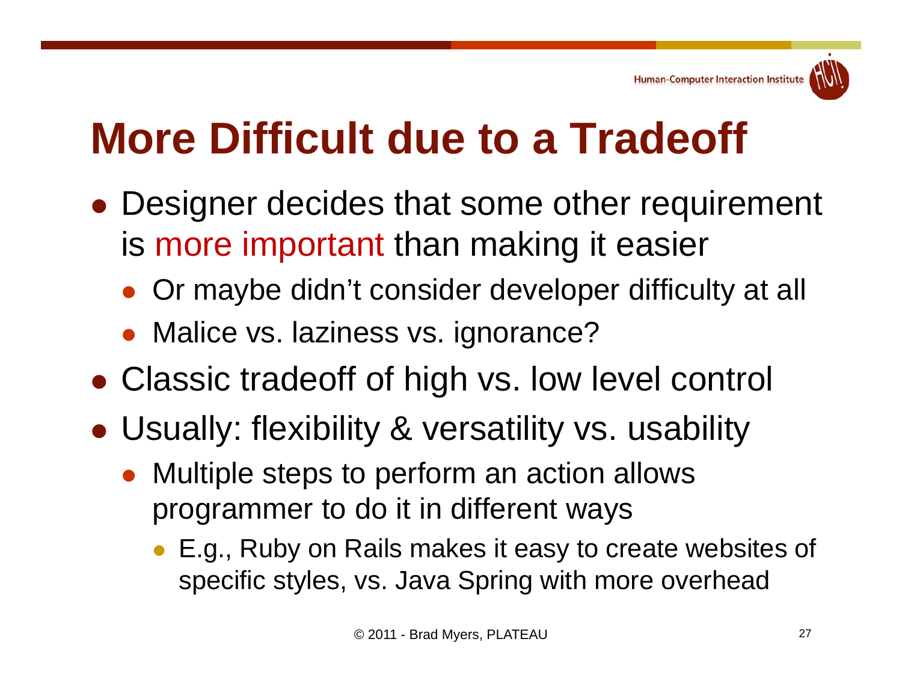# More Difficult due to a Tradeoff

- Designer decides that some other requirement is more important than making it easier
  - Or maybe didn't consider developer difficulty at all
  - Malice vs. laziness vs. ignorance?
- Classic tradeoff of high vs. low level control
- Usually: flexibility & versatility vs. usability
  - Multiple steps to perform an action allows programmer to do it in different ways
    - E.g., Ruby on Rails makes it easy to create websites of specific styles, vs. Java Spring with more overhead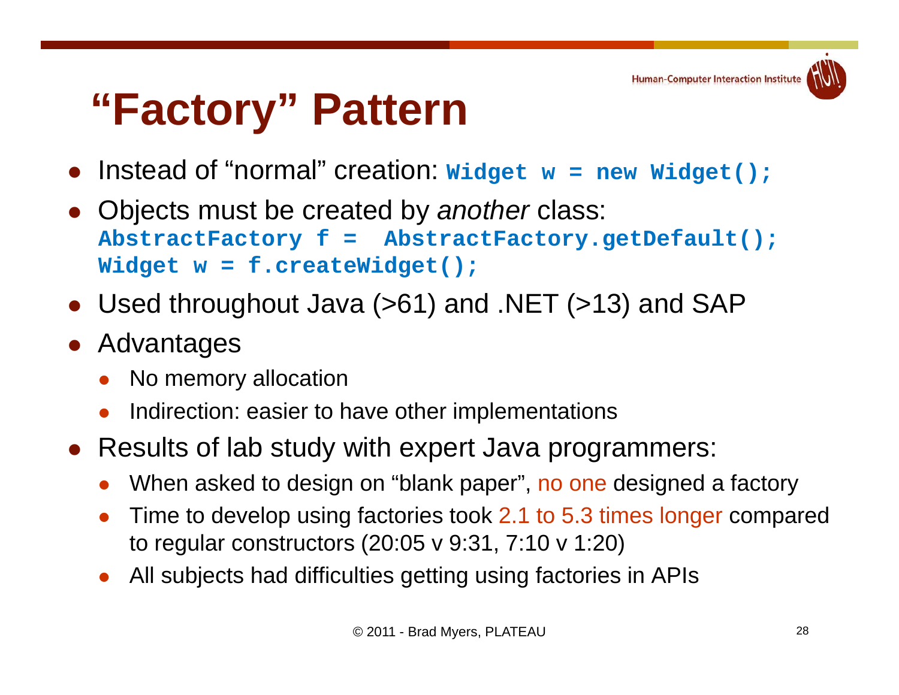# "Factory" Pattern

- Instead of "normal" creation: `Widget w = new Widget();`
- Objects must be created by *another* class:
```
AbstractFactory f =  AbstractFactory.getDefault();
Widget w = f.createWidget();
```
- Used throughout Java (>61) and .NET (>13) and SAP
- Advantages
  - No memory allocation
  - Indirection: easier to have other implementations
- Results of lab study with expert Java programmers:
  - When asked to design on "blank paper", no one designed a factory
  - Time to develop using factories took 2.1 to 5.3 times longer compared to regular constructors (20:05 v 9:31, 7:10 v 1:20)
  - All subjects had difficulties getting using factories in APIs

© 2011 - Brad Myers, PLATEAU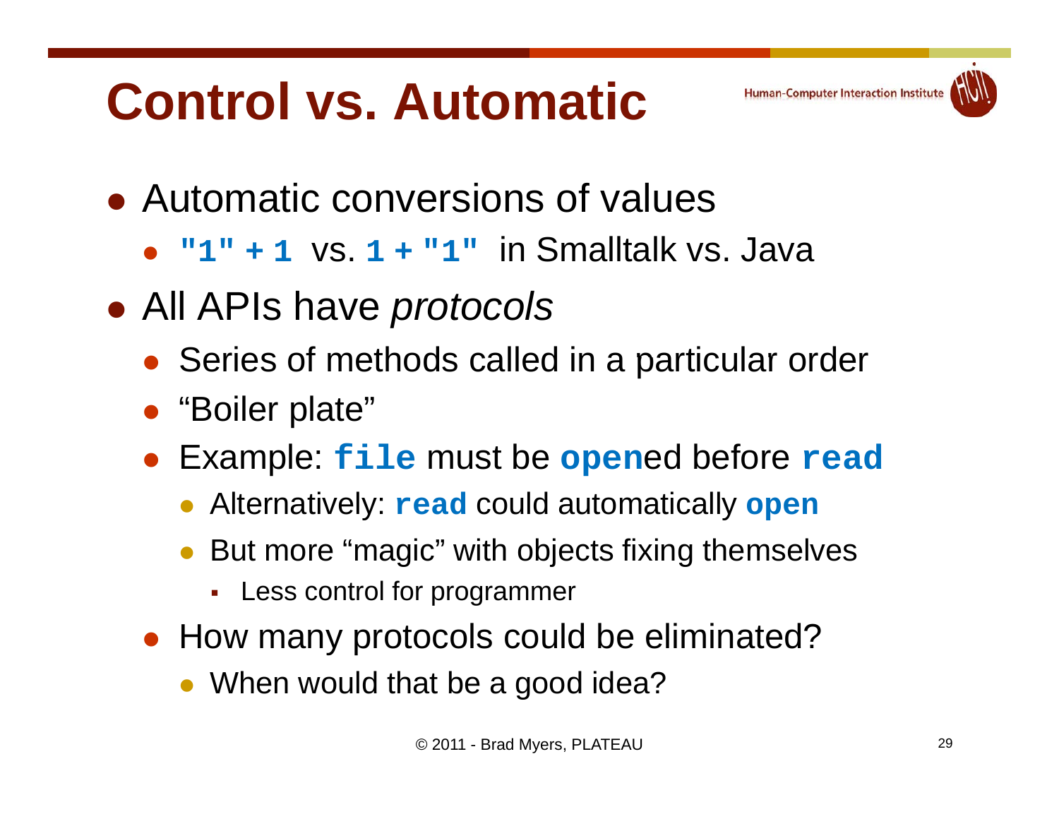# Control vs. Automatic

- Automatic conversions of values
  - `"1" + 1` vs. `1 + "1"` in Smalltalk vs. Java
- All APIs have *protocols*
  - Series of methods called in a particular order
  - "Boiler plate"
  - Example: `file` must be `open`ed before `read`
    - Alternatively: `read` could automatically `open`
    - But more "magic" with objects fixing themselves
      - Less control for programmer
  - How many protocols could be eliminated?
    - When would that be a good idea?

© 2011 - Brad Myers, PLATEAU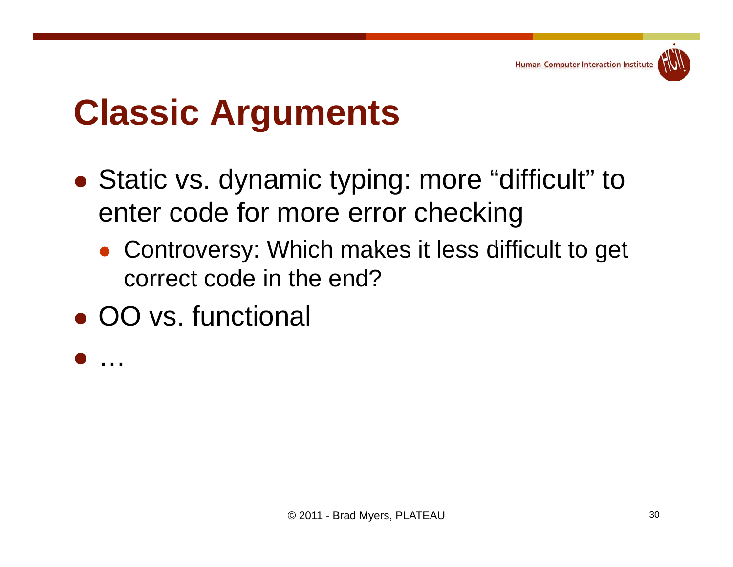# Classic Arguments

- Static vs. dynamic typing: more “difficult” to enter code for more error checking
  - Controversy: Which makes it less difficult to get correct code in the end?
- OO vs. functional
- …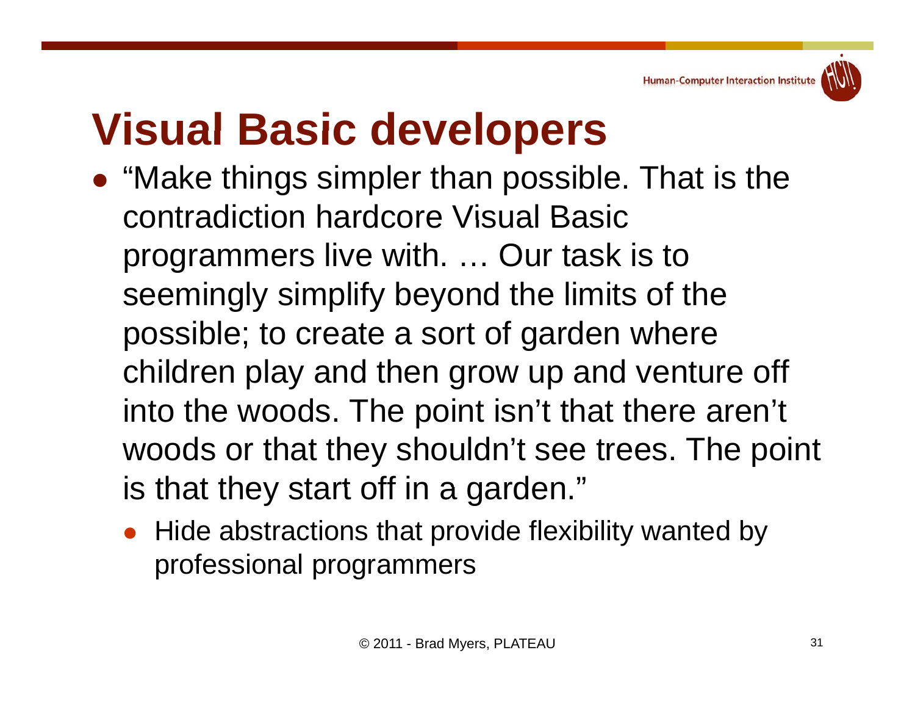# Visual Basic developers

- "Make things simpler than possible. That is the contradiction hardcore Visual Basic programmers live with. … Our task is to seemingly simplify beyond the limits of the possible; to create a sort of garden where children play and then grow up and venture off into the woods. The point isn't that there aren't woods or that they shouldn't see trees. The point is that they start off in a garden."
  - Hide abstractions that provide flexibility wanted by professional programmers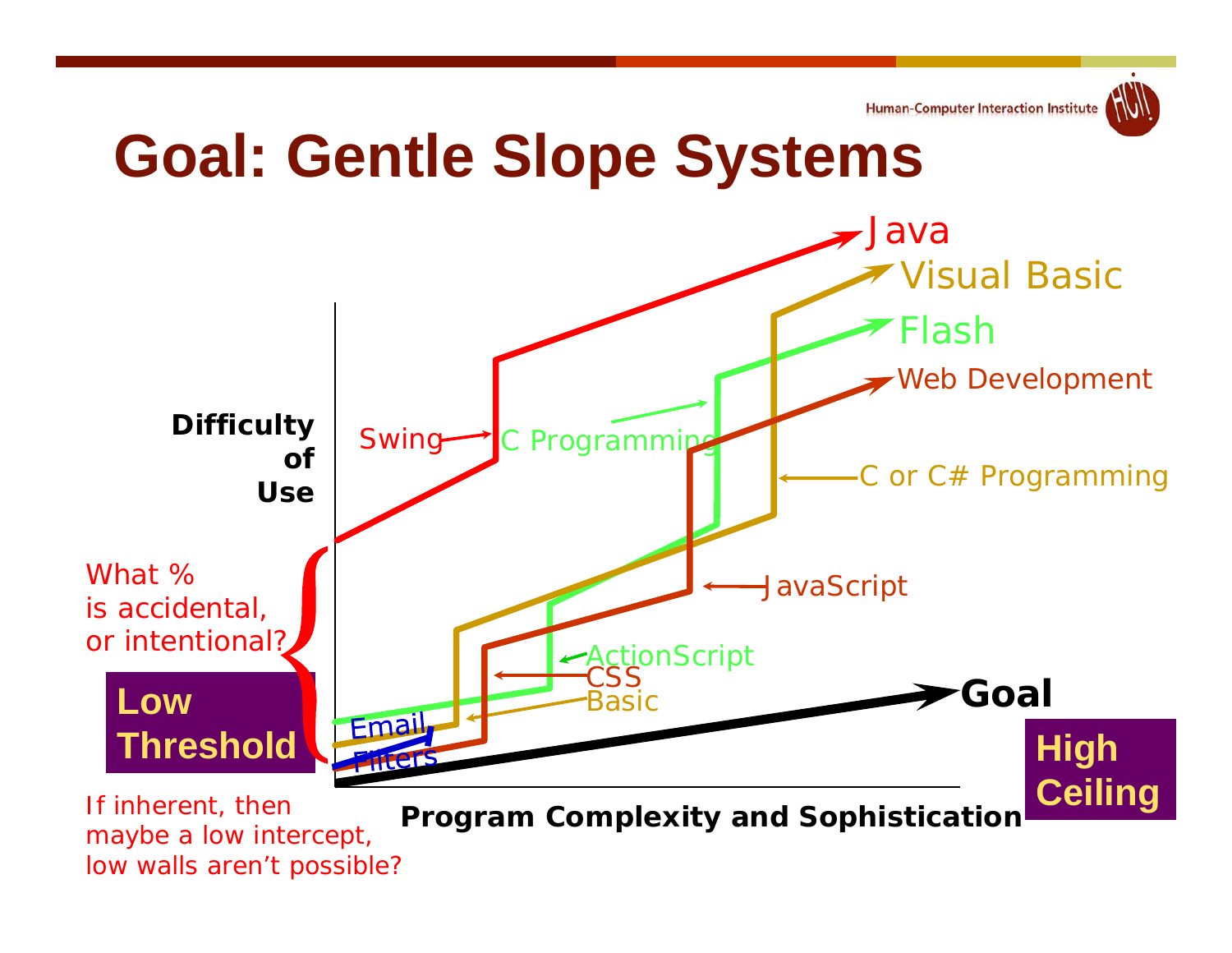# Goal: Gentle Slope Systems

Java

Visual Basic

Flash

Web Development

Swing

C Programming

C or C# Programming

Difficulty of Use

JavaScript

What % is accidental, or intentional?

ActionScript

CSS

Basic

**Low Threshold**

Email Filters

**Goal**

**High Ceiling**

If inherent, then maybe a low intercept, low walls aren't possible?

**Program Complexity and Sophistication**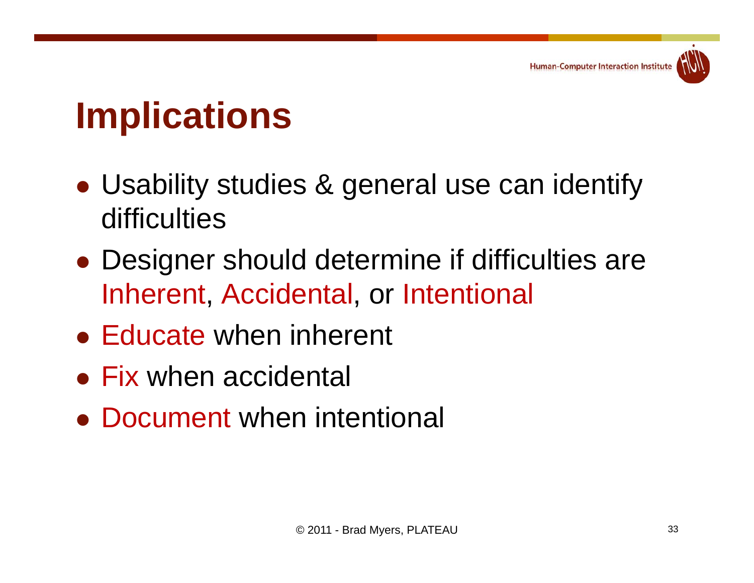# Implications

- Usability studies & general use can identify difficulties
- Designer should determine if difficulties are Inherent, Accidental, or Intentional
- Educate when inherent
- Fix when accidental
- Document when intentional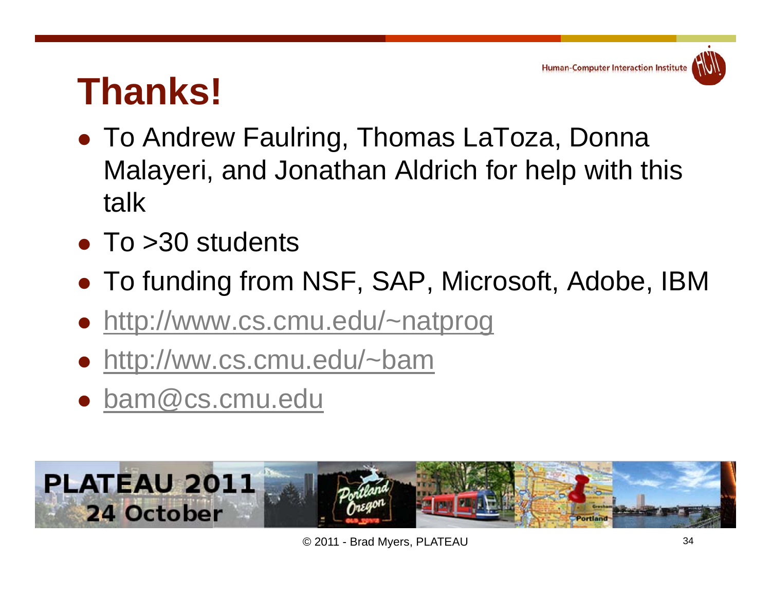# Thanks!

- To Andrew Faulring, Thomas LaToza, Donna Malayeri, and Jonathan Aldrich for help with this talk
- To >30 students
- To funding from NSF, SAP, Microsoft, Adobe, IBM
- http://www.cs.cmu.edu/~natprog
- http://ww.cs.cmu.edu/~bam
- bam@cs.cmu.edu

PLATEAU 2011
24 October

© 2011 - Brad Myers, PLATEAU